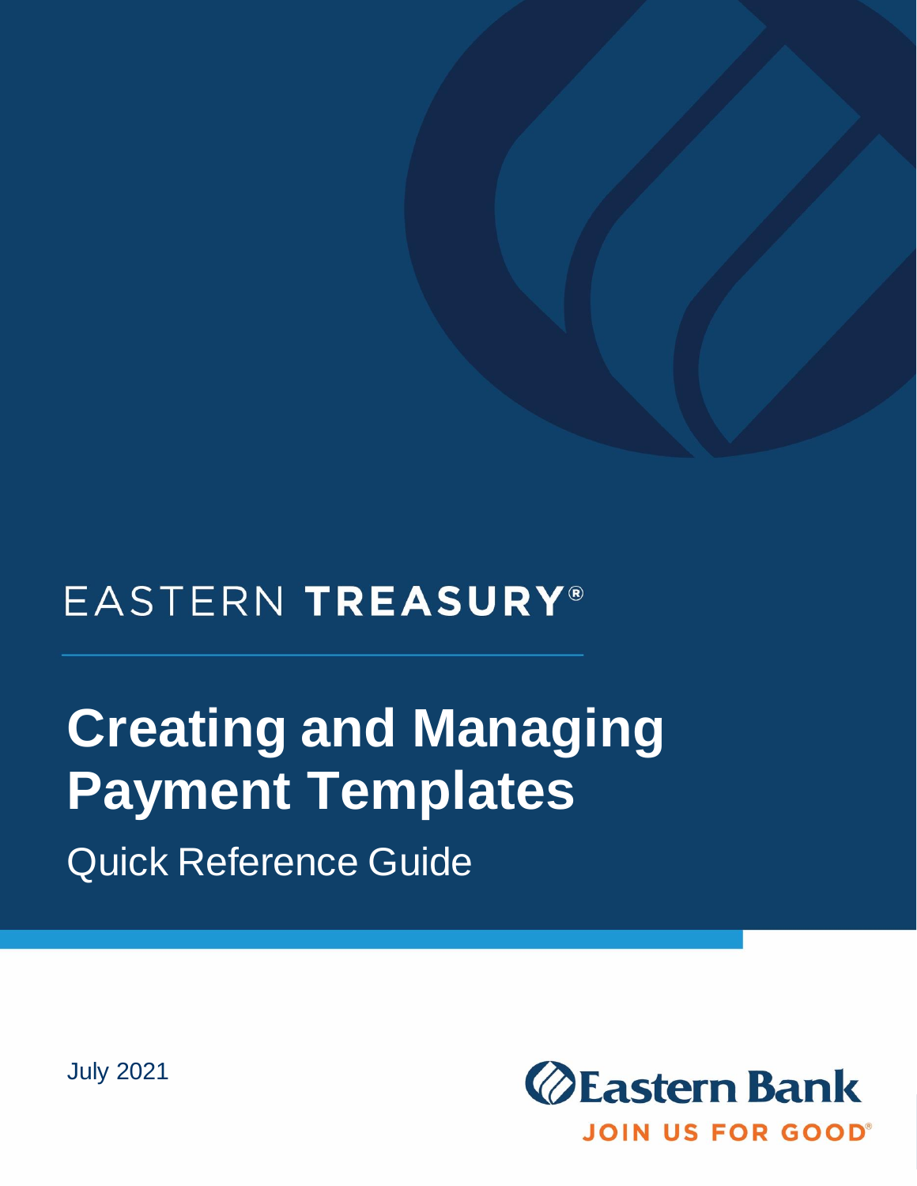EASTERN **TREASURY**®

# Creating and Managing Payment Templates

Quick Reference Guide

July 2021

Eastern Bank

JOIN US FOR GOOD®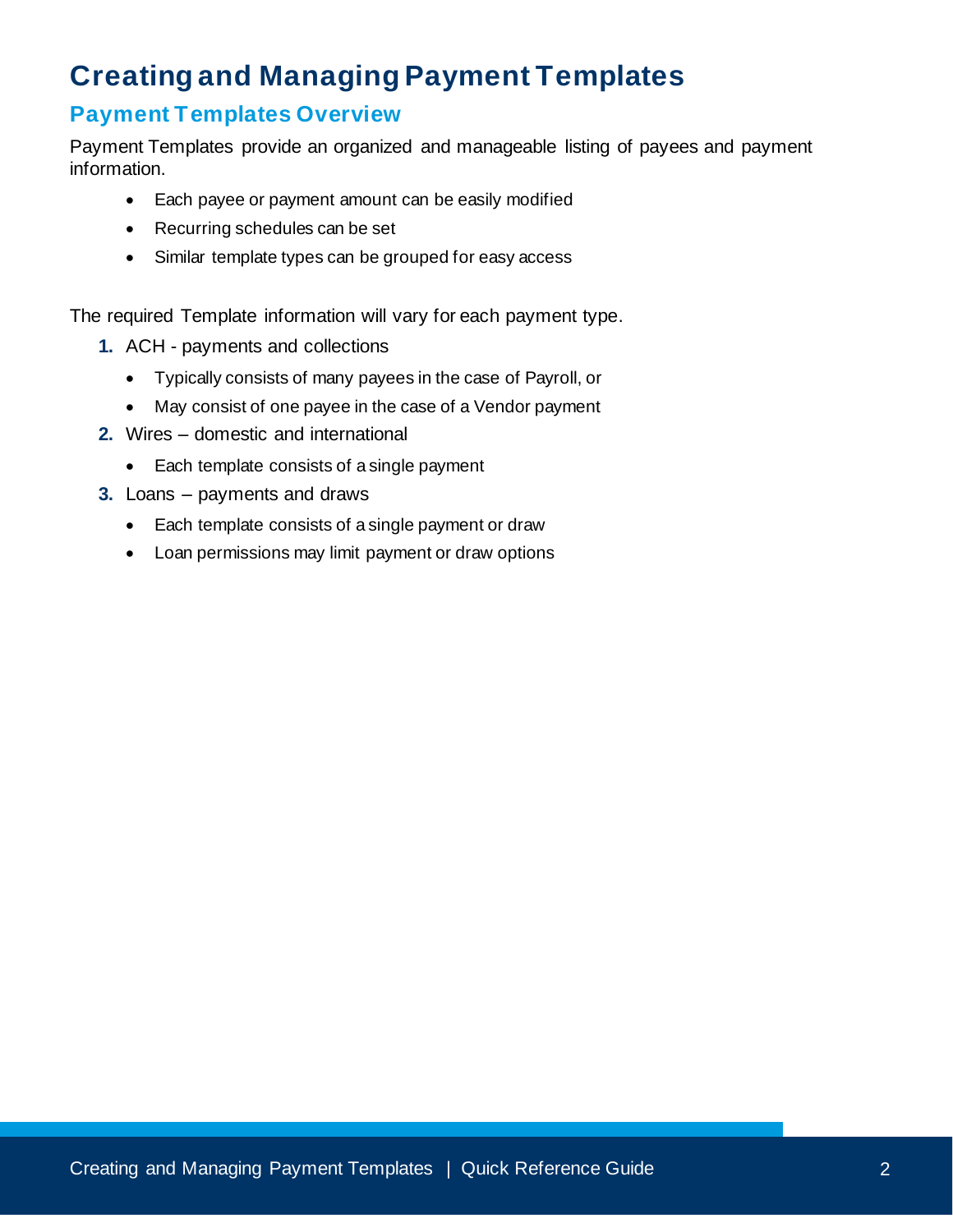# Creating and Managing Payment Templates

## Payment Templates Overview

Payment Templates provide an organized and manageable listing of payees and payment information.

- Each payee or payment amount can be easily modified
- Recurring schedules can be set
- Similar template types can be grouped for easy access

The required Template information will vary for each payment type.

1. ACH - payments and collections
    - Typically consists of many payees in the case of Payroll, or
    - May consist of one payee in the case of a Vendor payment
2. Wires – domestic and international
    - Each template consists of a single payment
3. Loans – payments and draws
    - Each template consists of a single payment or draw
    - Loan permissions may limit payment or draw options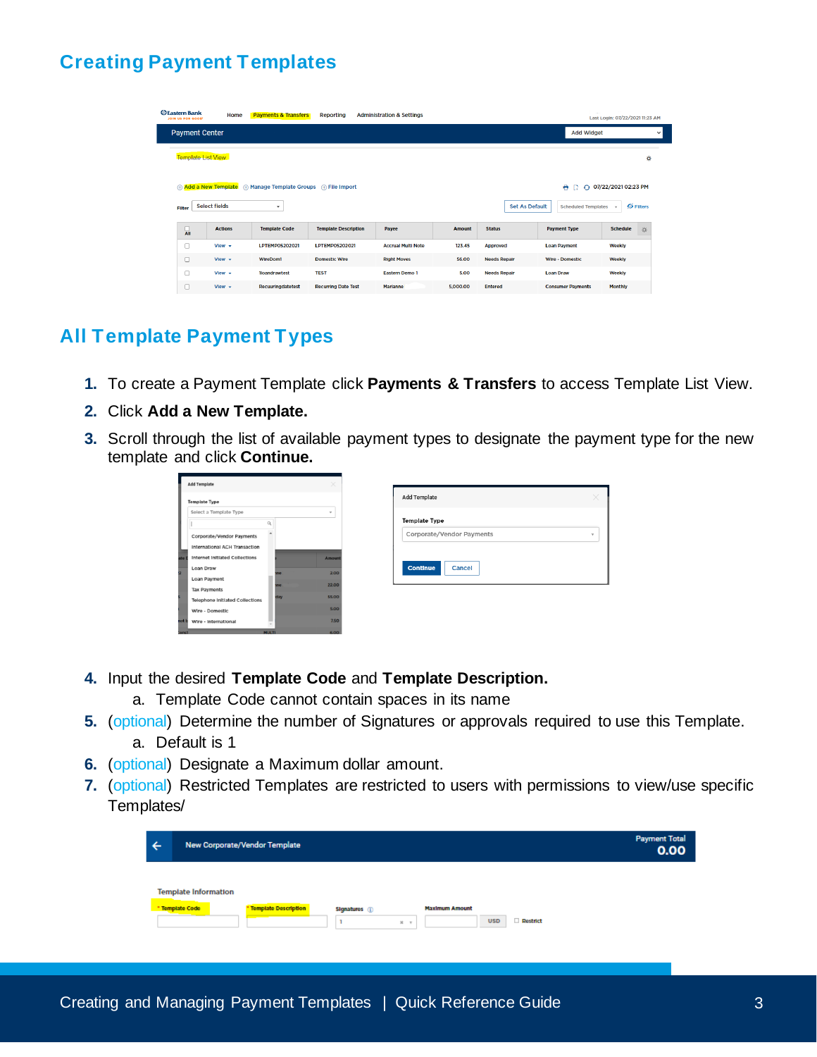## Creating Payment Templates

## All Template Payment Types

1. To create a Payment Template click **Payments & Transfers** to access Template List View.
2. Click **Add a New Template.**
3. Scroll through the list of available payment types to designate the payment type for the new template and click **Continue.**
4. Input the desired **Template Code** and **Template Description.**
   a. Template Code cannot contain spaces in its name
5. (optional) Determine the number of Signatures or approvals required to use this Template.
   a. Default is 1
6. (optional) Designate a Maximum dollar amount.
7. (optional) Restricted Templates are restricted to users with permissions to view/use specific Templates/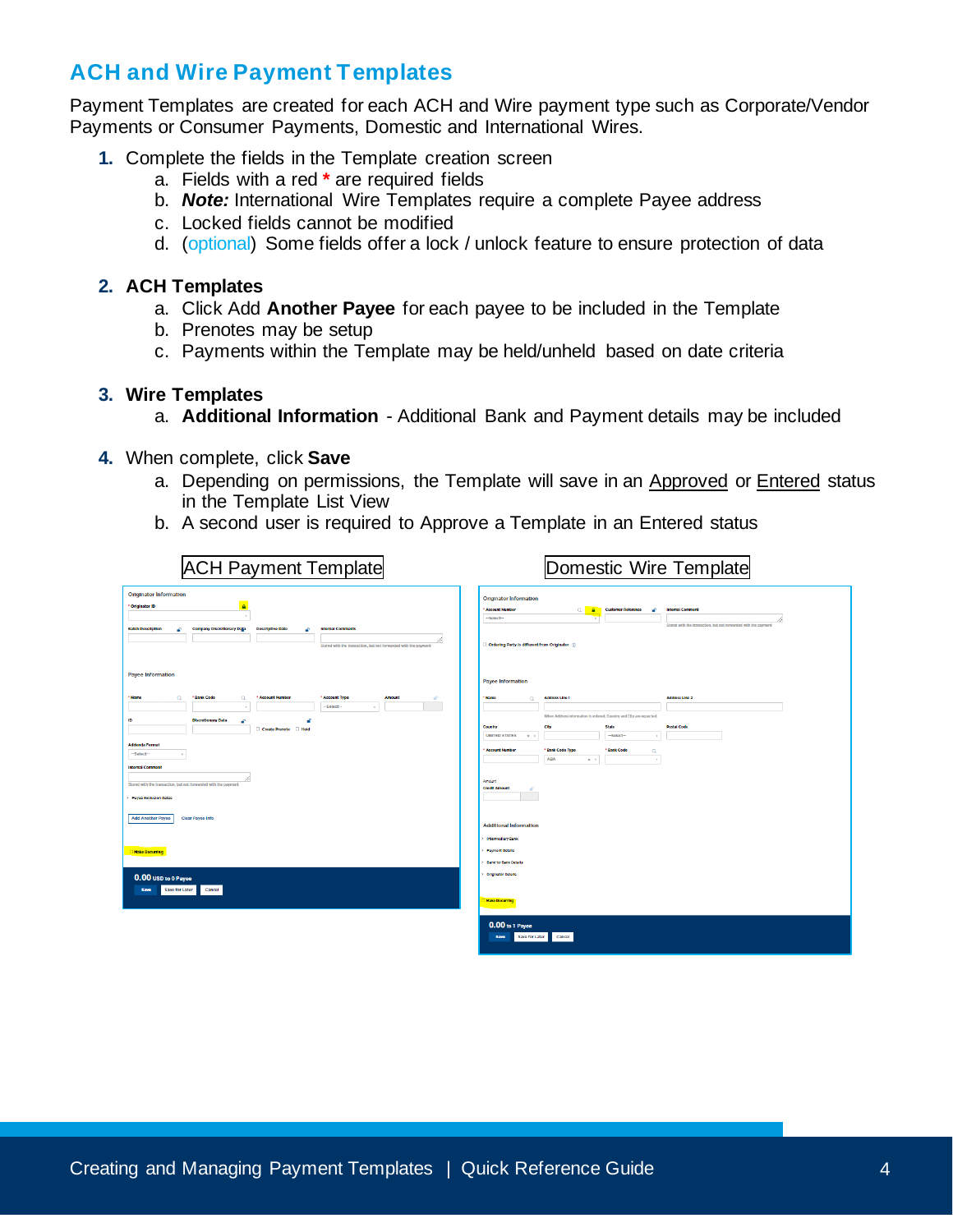## ACH and Wire Payment Templates

Payment Templates are created for each ACH and Wire payment type such as Corporate/Vendor Payments or Consumer Payments, Domestic and International Wires.

1. Complete the fields in the Template creation screen
   a. Fields with a red * are required fields
   b. ***Note:*** International Wire Templates require a complete Payee address
   c. Locked fields cannot be modified
   d. (optional) Some fields offer a lock / unlock feature to ensure protection of data

2. **ACH Templates**
   a. Click Add **Another Payee** for each payee to be included in the Template
   b. Prenotes may be setup
   c. Payments within the Template may be held/unheld based on date criteria

3. **Wire Templates**
   a. **Additional Information** - Additional Bank and Payment details may be included

4. When complete, click **Save**
   a. Depending on permissions, the Template will save in an Approved or Entered status in the Template List View
   b. A second user is required to Approve a Template in an Entered status

ACH Payment Template

Domestic Wire Template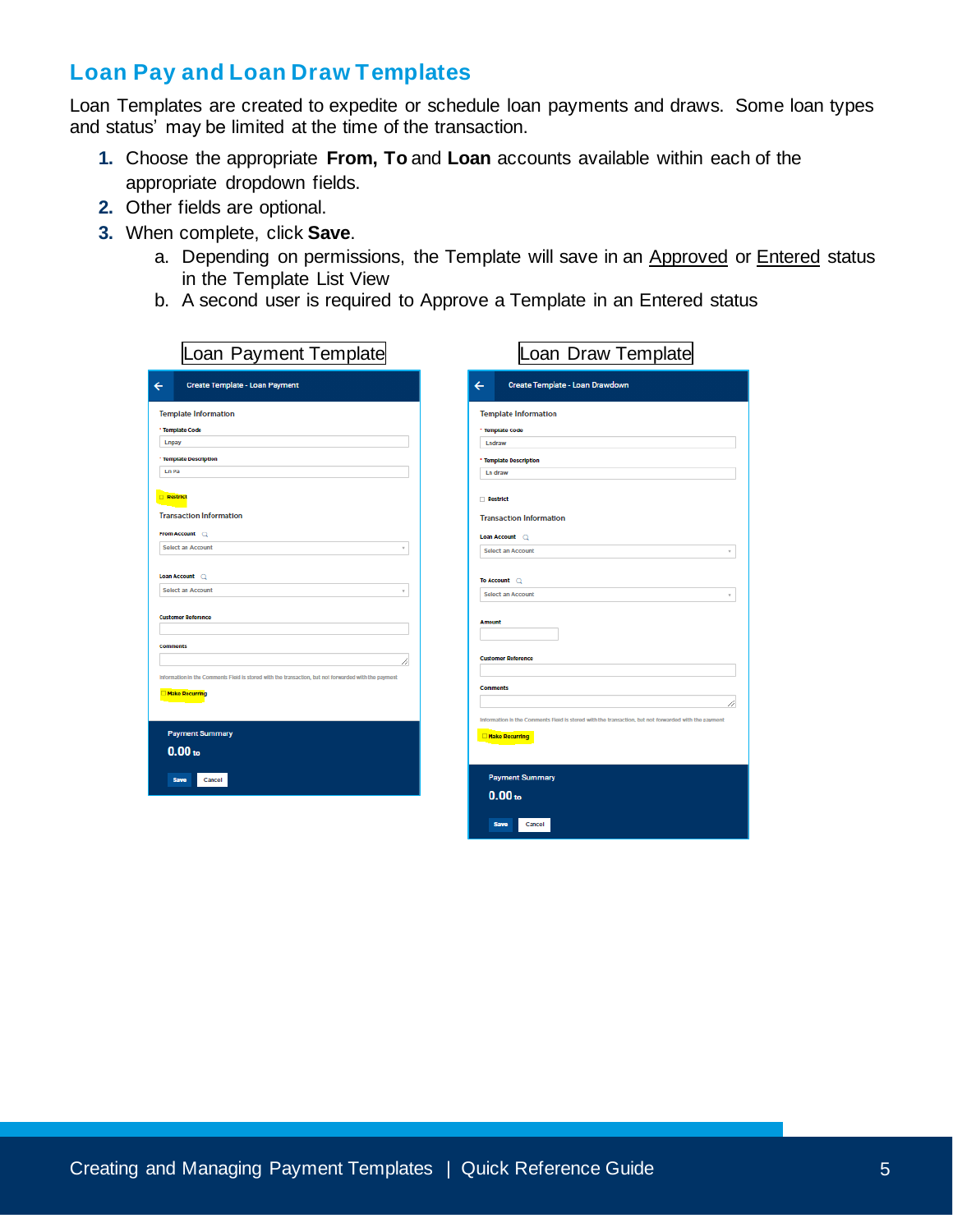## Loan Pay and Loan Draw Templates

Loan Templates are created to expedite or schedule loan payments and draws. Some loan types and status' may be limited at the time of the transaction.

1. Choose the appropriate **From, To** and **Loan** accounts available within each of the appropriate dropdown fields.
2. Other fields are optional.
3. When complete, click **Save**.
   a. Depending on permissions, the Template will save in an Approved or Entered status in the Template List View
   b. A second user is required to Approve a Template in an Entered status

Loan Payment Template

Create Template - Loan Payment

Template Information

\* Template Code

Lnpay

\* Template Description

Ln Pa

Restrict

Transaction Information

From Account

Select an Account

Loan Account

Select an Account

Customer Reference

Comments

Information in the Comments Field is stored with the transaction, but not forwarded with the payment

Make Recurring

Payment Summary

0.00 to

Save Cancel

Loan Draw Template

Create Template - Loan Drawdown

Template Information

\* Template Code

Lndraw

\* Template Description

Ln draw

Restrict

Transaction Information

Loan Account

Select an Account

To Account

Select an Account

Amount

Customer Reference

Comments

Information in the Comments Field is stored with the transaction, but not forwarded with the payment

Make Recurring

Payment Summary

0.00 to

Save Cancel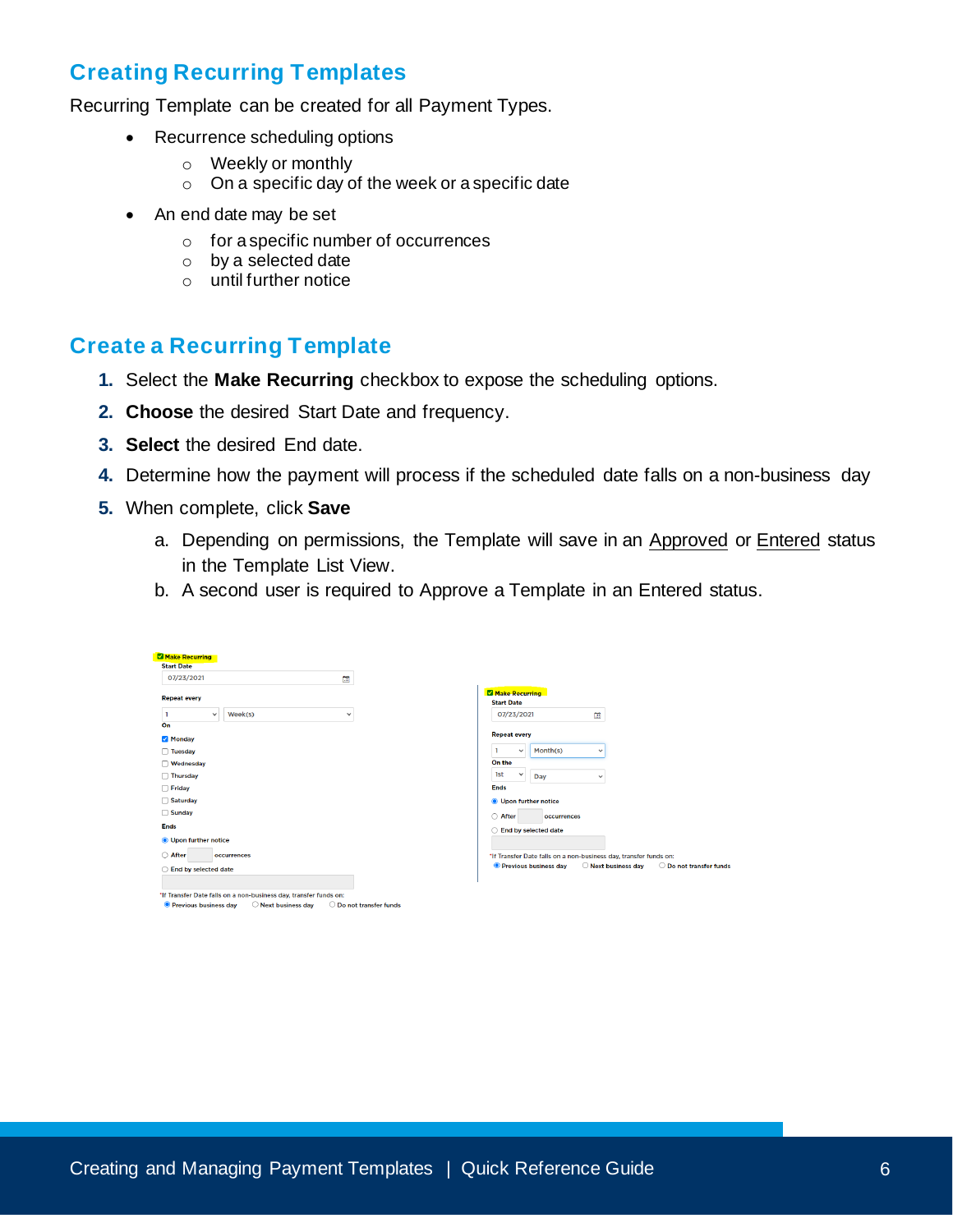## Creating Recurring Templates

Recurring Template can be created for all Payment Types.

- Recurrence scheduling options
  - Weekly or monthly
  - On a specific day of the week or a specific date
- An end date may be set
  - for a specific number of occurrences
  - by a selected date
  - until further notice

## Create a Recurring Template

1. Select the **Make Recurring** checkbox to expose the scheduling options.
2. **Choose** the desired Start Date and frequency.
3. **Select** the desired End date.
4. Determine how the payment will process if the scheduled date falls on a non-business day
5. When complete, click **Save**
   a. Depending on permissions, the Template will save in an Approved or Entered status in the Template List View.
   b. A second user is required to Approve a Template in an Entered status.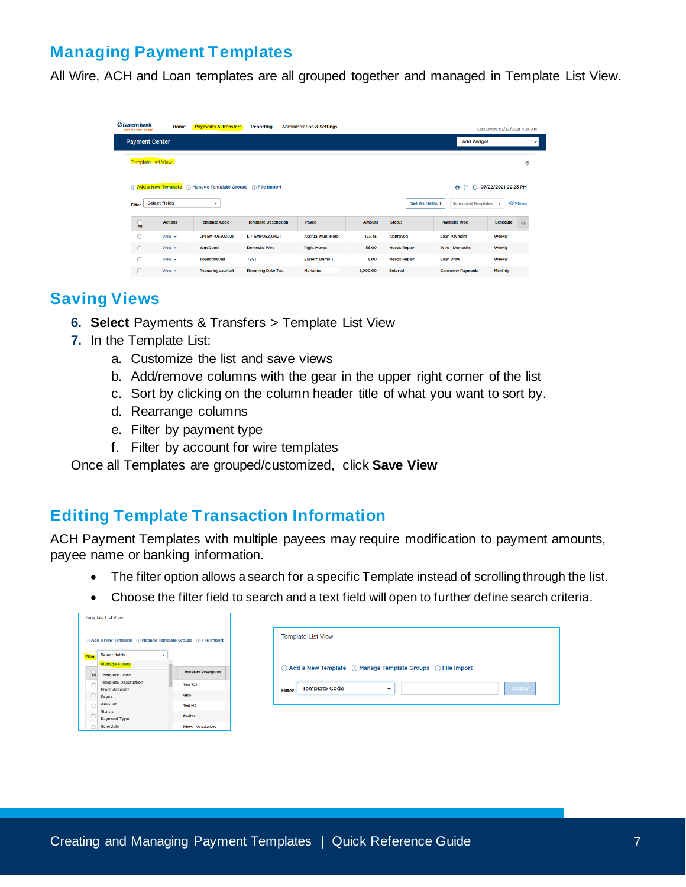## Managing Payment Templates

All Wire, ACH and Loan templates are all grouped together and managed in Template List View.

## Saving Views

6. **Select** Payments & Transfers > Template List View
7. In the Template List:
   a. Customize the list and save views
   b. Add/remove columns with the gear in the upper right corner of the list
   c. Sort by clicking on the column header title of what you want to sort by.
   d. Rearrange columns
   e. Filter by payment type
   f. Filter by account for wire templates

Once all Templates are grouped/customized, click **Save View**

## Editing Template Transaction Information

ACH Payment Templates with multiple payees may require modification to payment amounts, payee name or banking information.

- The filter option allows a search for a specific Template instead of scrolling through the list.
- Choose the filter field to search and a text field will open to further define search criteria.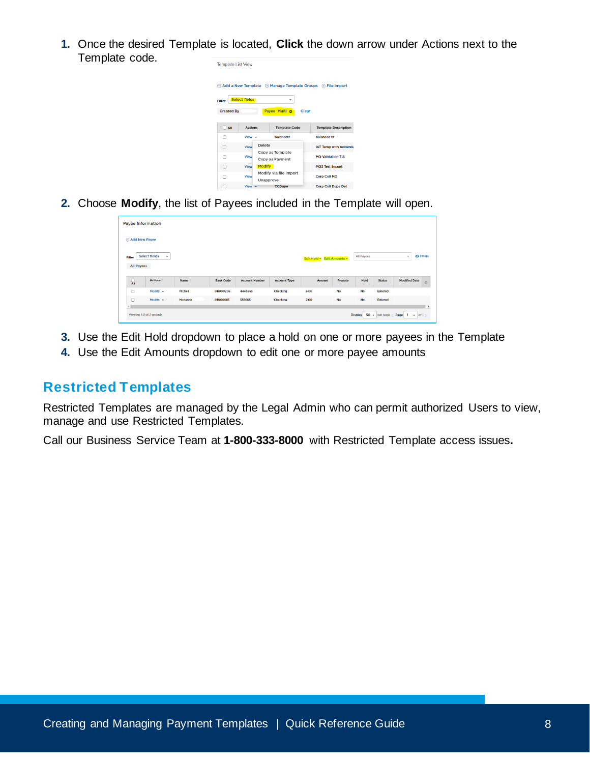1. Once the desired Template is located, **Click** the down arrow under Actions next to the Template code.

2. Choose **Modify**, the list of Payees included in the Template will open.

3. Use the Edit Hold dropdown to place a hold on one or more payees in the Template
4. Use the Edit Amounts dropdown to edit one or more payee amounts

## Restricted Templates

Restricted Templates are managed by the Legal Admin who can permit authorized Users to view, manage and use Restricted Templates.

Call our Business Service Team at **1-800-333-8000** with Restricted Template access issues**.**